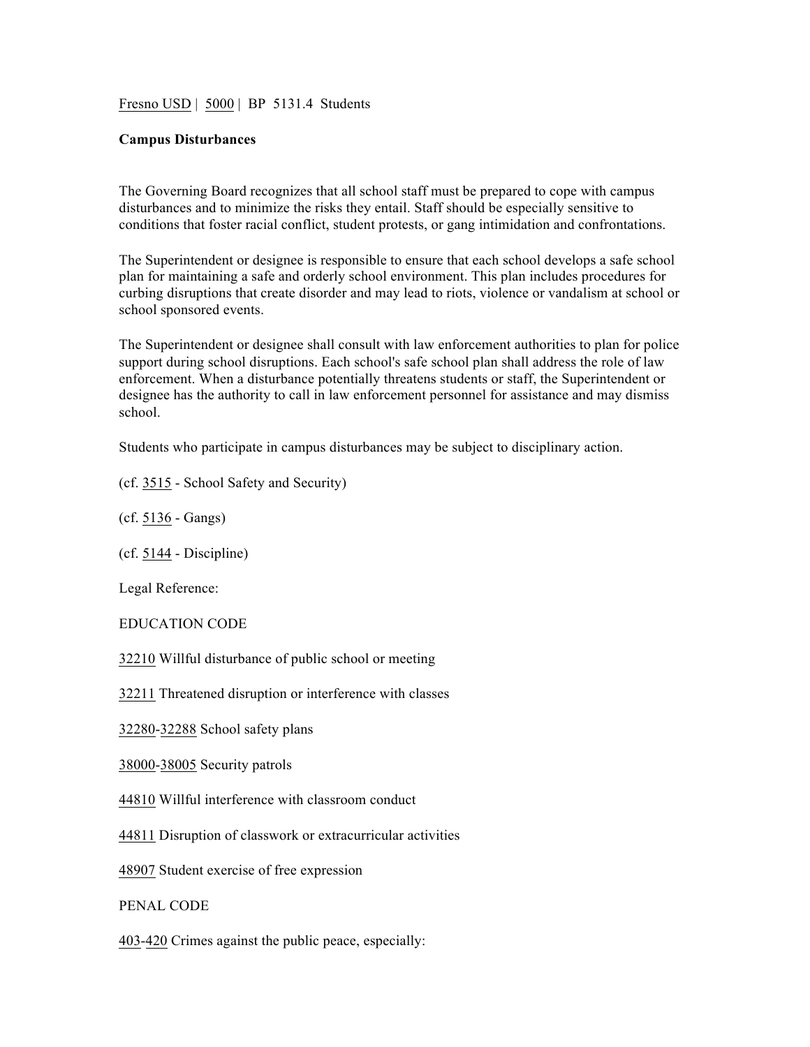Fresno USD | 5000 | BP 5131.4 Students

**Campus Disturbances**

The Governing Board recognizes that all school staff must be prepared to cope with campus disturbances and to minimize the risks they entail. Staff should be especially sensitive to conditions that foster racial conflict, student protests, or gang intimidation and confrontations.

The Superintendent or designee is responsible to ensure that each school develops a safe school plan for maintaining a safe and orderly school environment. This plan includes procedures for curbing disruptions that create disorder and may lead to riots, violence or vandalism at school or school sponsored events.

The Superintendent or designee shall consult with law enforcement authorities to plan for police support during school disruptions. Each school's safe school plan shall address the role of law enforcement. When a disturbance potentially threatens students or staff, the Superintendent or designee has the authority to call in law enforcement personnel for assistance and may dismiss school.

Students who participate in campus disturbances may be subject to disciplinary action.

(cf. 3515 - School Safety and Security)

(cf. 5136 - Gangs)

(cf. 5144 - Discipline)

Legal Reference:

EDUCATION CODE

32210 Willful disturbance of public school or meeting

32211 Threatened disruption or interference with classes

32280-32288 School safety plans

38000-38005 Security patrols

44810 Willful interference with classroom conduct

44811 Disruption of classwork or extracurricular activities

48907 Student exercise of free expression

PENAL CODE

403-420 Crimes against the public peace, especially: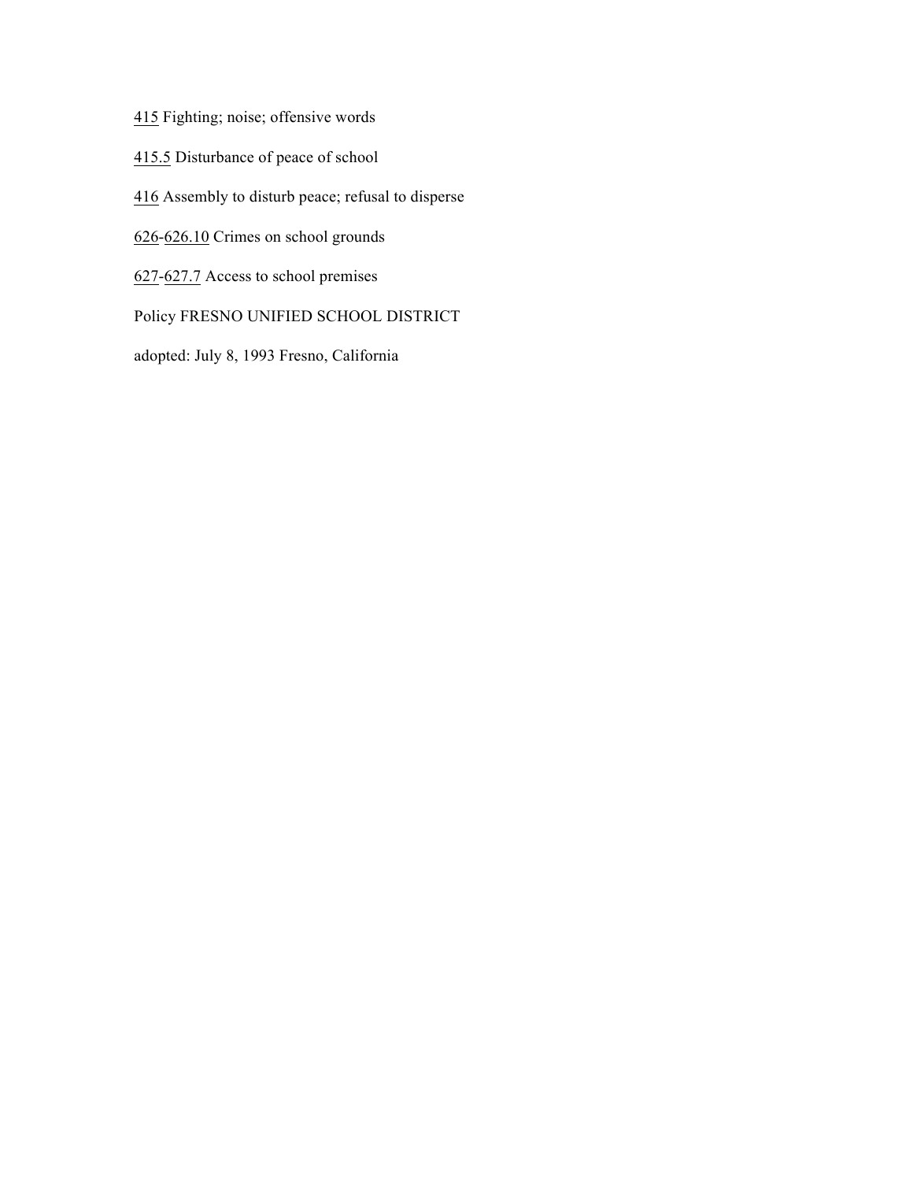415 Fighting; noise; offensive words

415.5 Disturbance of peace of school

416 Assembly to disturb peace; refusal to disperse

626-626.10 Crimes on school grounds

627-627.7 Access to school premises

Policy FRESNO UNIFIED SCHOOL DISTRICT

adopted: July 8, 1993 Fresno, California